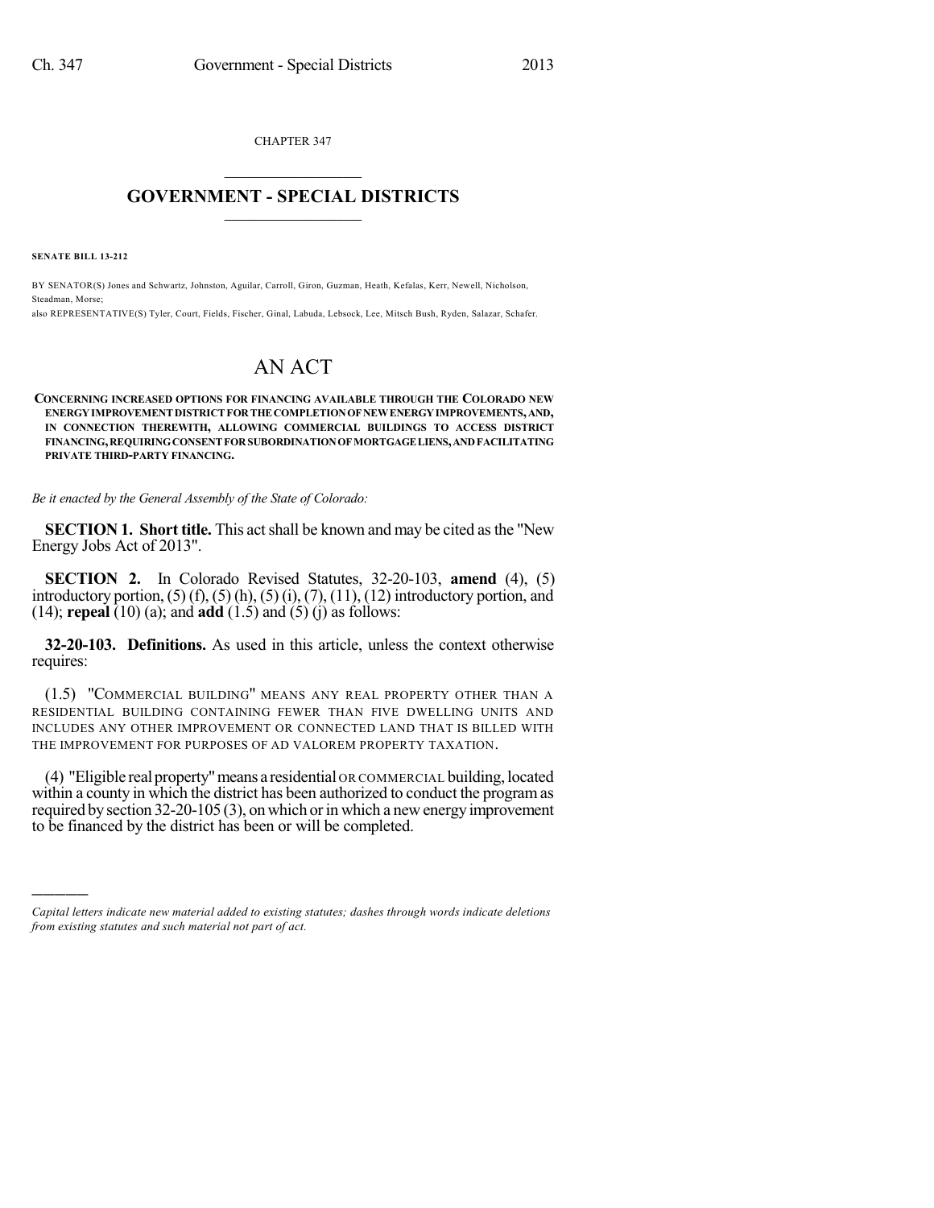CHAPTER 347

# GOVERNMENT - SPECIAL DISTRICTS

**SENATE BILL 13-212**

BY SENATOR(S) Jones and Schwartz, Johnston, Aguilar, Carroll, Giron, Guzman, Heath, Kefalas, Kerr, Newell, Nicholson, Steadman, Morse;
also REPRESENTATIVE(S) Tyler, Court, Fields, Fischer, Ginal, Labuda, Lebsock, Lee, Mitsch Bush, Ryden, Salazar, Schafer.

# AN ACT

**CONCERNING INCREASED OPTIONS FOR FINANCING AVAILABLE THROUGH THE COLORADO NEW ENERGY IMPROVEMENT DISTRICT FOR THE COMPLETION OF NEW ENERGY IMPROVEMENTS, AND, IN CONNECTION THEREWITH, ALLOWING COMMERCIAL BUILDINGS TO ACCESS DISTRICT FINANCING, REQUIRING CONSENT FOR SUBORDINATION OF MORTGAGE LIENS, AND FACILITATING PRIVATE THIRD-PARTY FINANCING.**

*Be it enacted by the General Assembly of the State of Colorado:*

**SECTION 1. Short title.** This act shall be known and may be cited as the "New Energy Jobs Act of 2013".

**SECTION 2.** In Colorado Revised Statutes, 32-20-103, **amend** (4), (5) introductory portion, (5) (f), (5) (h), (5) (i), (7), (11), (12) introductory portion, and (14); **repeal** (10) (a); and **add** (1.5) and (5) (j) as follows:

**32-20-103. Definitions.** As used in this article, unless the context otherwise requires:

(1.5) "COMMERCIAL BUILDING" MEANS ANY REAL PROPERTY OTHER THAN A RESIDENTIAL BUILDING CONTAINING FEWER THAN FIVE DWELLING UNITS AND INCLUDES ANY OTHER IMPROVEMENT OR CONNECTED LAND THAT IS BILLED WITH THE IMPROVEMENT FOR PURPOSES OF AD VALOREM PROPERTY TAXATION.

(4) "Eligible real property" means a residential OR COMMERCIAL building, located within a county in which the district has been authorized to conduct the program as required by section 32-20-105 (3), on which or in which a new energy improvement to be financed by the district has been or will be completed.

---

*Capital letters indicate new material added to existing statutes; dashes through words indicate deletions from existing statutes and such material not part of act.*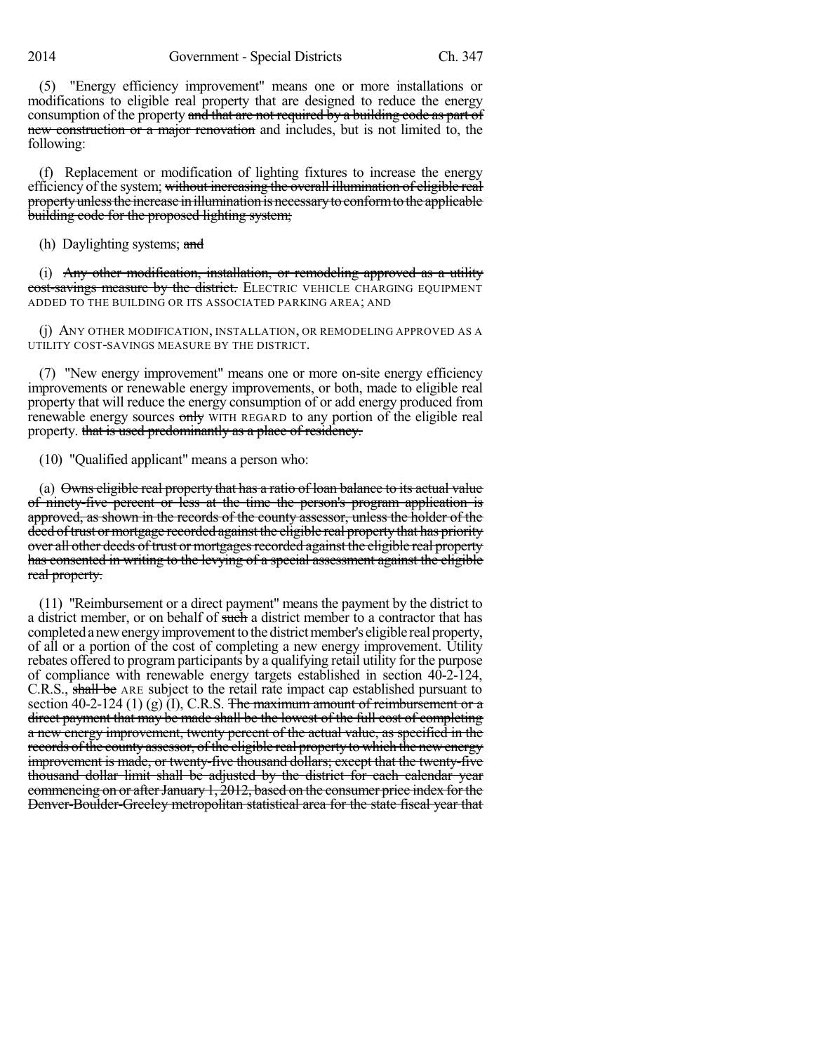(5) "Energy efficiency improvement" means one or more installations or modifications to eligible real property that are designed to reduce the energy consumption of the property ~~and that are not required by a building code as part of new construction or a major renovation~~ and includes, but is not limited to, the following:

(f) Replacement or modification of lighting fixtures to increase the energy efficiency of the system; ~~without increasing the overall illumination of eligible real property unless the increase in illumination is necessary to conform to the applicable building code for the proposed lighting system;~~

(h) Daylighting systems; ~~and~~

(i) ~~Any other modification, installation, or remodeling approved as a utility cost-savings measure by the district.~~ ELECTRIC VEHICLE CHARGING EQUIPMENT ADDED TO THE BUILDING OR ITS ASSOCIATED PARKING AREA; AND

(j) ANY OTHER MODIFICATION, INSTALLATION, OR REMODELING APPROVED AS A UTILITY COST-SAVINGS MEASURE BY THE DISTRICT.

(7) "New energy improvement" means one or more on-site energy efficiency improvements or renewable energy improvements, or both, made to eligible real property that will reduce the energy consumption of or add energy produced from renewable energy sources ~~only~~ WITH REGARD to any portion of the eligible real property. ~~that is used predominantly as a place of residency.~~

(10) "Qualified applicant" means a person who:

(a) ~~Owns eligible real property that has a ratio of loan balance to its actual value of ninety-five percent or less at the time the person's program application is approved, as shown in the records of the county assessor, unless the holder of the deed of trust or mortgage recorded against the eligible real property that has priority over all other deeds of trust or mortgages recorded against the eligible real property has consented in writing to the levying of a special assessment against the eligible real property.~~

(11) "Reimbursement or a direct payment" means the payment by the district to a district member, or on behalf of ~~such~~ a district member to a contractor that has completed a new energy improvement to the district member's eligible real property, of all or a portion of the cost of completing a new energy improvement. Utility rebates offered to program participants by a qualifying retail utility for the purpose of compliance with renewable energy targets established in section 40-2-124, C.R.S., ~~shall be~~ ARE subject to the retail rate impact cap established pursuant to section 40-2-124 (1) (g) (I), C.R.S. ~~The maximum amount of reimbursement or a direct payment that may be made shall be the lowest of the full cost of completing a new energy improvement, twenty percent of the actual value, as specified in the records of the county assessor, of the eligible real property to which the new energy improvement is made, or twenty-five thousand dollars; except that the twenty-five thousand dollar limit shall be adjusted by the district for each calendar year commencing on or after January 1, 2012, based on the consumer price index for the Denver-Boulder-Greeley metropolitan statistical area for the state fiscal year that~~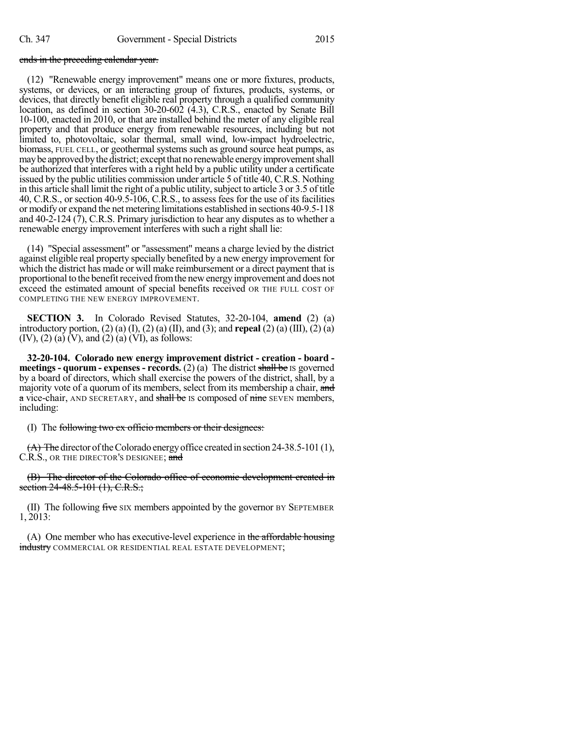ends in the preceding calendar year.

(12) "Renewable energy improvement" means one or more fixtures, products, systems, or devices, or an interacting group of fixtures, products, systems, or devices, that directly benefit eligible real property through a qualified community location, as defined in section 30-20-602 (4.3), C.R.S., enacted by Senate Bill 10-100, enacted in 2010, or that are installed behind the meter of any eligible real property and that produce energy from renewable resources, including but not limited to, photovoltaic, solar thermal, small wind, low-impact hydroelectric, biomass, FUEL CELL, or geothermal systems such as ground source heat pumps, as may be approved by the district; except that no renewable energy improvement shall be authorized that interferes with a right held by a public utility under a certificate issued by the public utilities commission under article 5 of title 40, C.R.S. Nothing in this article shall limit the right of a public utility, subject to article 3 or 3.5 of title 40, C.R.S., or section 40-9.5-106, C.R.S., to assess fees for the use of its facilities or modify or expand the net metering limitations established in sections 40-9.5-118 and 40-2-124 (7), C.R.S. Primary jurisdiction to hear any disputes as to whether a renewable energy improvement interferes with such a right shall lie:

(14) "Special assessment" or "assessment" means a charge levied by the district against eligible real property specially benefited by a new energy improvement for which the district has made or will make reimbursement or a direct payment that is proportional to the benefit received from the new energy improvement and does not exceed the estimated amount of special benefits received OR THE FULL COST OF COMPLETING THE NEW ENERGY IMPROVEMENT.

**SECTION 3.** In Colorado Revised Statutes, 32-20-104, **amend** (2) (a) introductory portion, (2) (a) (I), (2) (a) (II), and (3); and **repeal** (2) (a) (III), (2) (a) (IV), (2) (a) (V), and (2) (a) (VI), as follows:

**32-20-104. Colorado new energy improvement district - creation - board - meetings - quorum - expenses - records.** (2) (a) The district ~~shall be~~ IS governed by a board of directors, which shall exercise the powers of the district, shall, by a majority vote of a quorum of its members, select from its membership a chair, ~~and a~~ vice-chair, AND SECRETARY, and ~~shall be~~ IS composed of ~~nine~~ SEVEN members, including:

(I) The ~~following two ex officio members or their designees:~~

~~(A) The~~ director of the Colorado energy office created in section 24-38.5-101 (1), C.R.S., OR THE DIRECTOR'S DESIGNEE; ~~and~~

~~(B) The director of the Colorado office of economic development created in section 24-48.5-101 (1), C.R.S.;~~

(II) The following ~~five~~ SIX members appointed by the governor BY SEPTEMBER 1, 2013:

(A) One member who has executive-level experience in ~~the affordable housing industry~~ COMMERCIAL OR RESIDENTIAL REAL ESTATE DEVELOPMENT;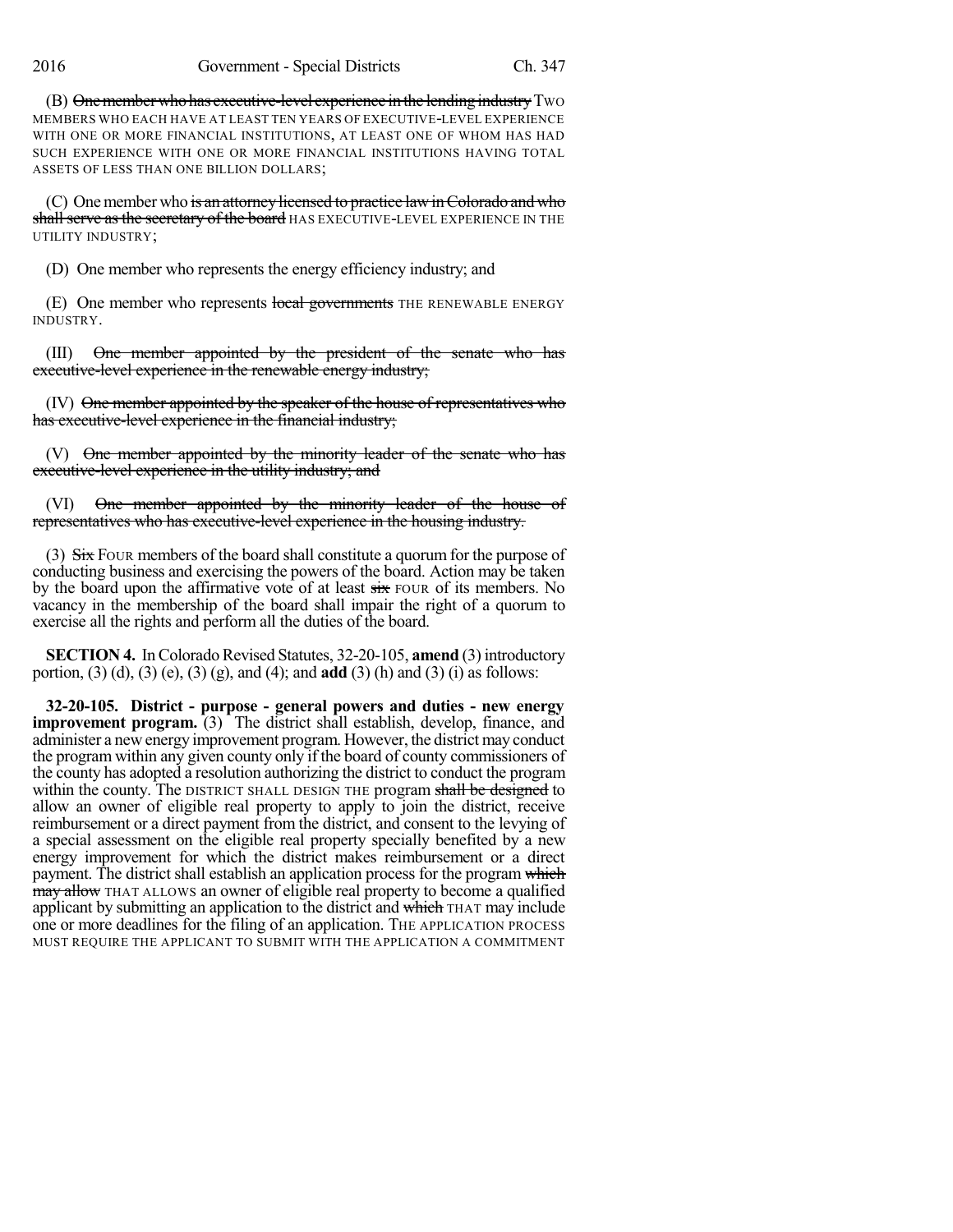(B) ~~One member who has executive-level experience in the lending industry~~ TWO MEMBERS WHO EACH HAVE AT LEAST TEN YEARS OF EXECUTIVE-LEVEL EXPERIENCE WITH ONE OR MORE FINANCIAL INSTITUTIONS, AT LEAST ONE OF WHOM HAS HAD SUCH EXPERIENCE WITH ONE OR MORE FINANCIAL INSTITUTIONS HAVING TOTAL ASSETS OF LESS THAN ONE BILLION DOLLARS;

(C) One member who ~~is an attorney licensed to practice law in Colorado and who shall serve as the secretary of the board~~ HAS EXECUTIVE-LEVEL EXPERIENCE IN THE UTILITY INDUSTRY;

(D) One member who represents the energy efficiency industry; and

(E) One member who represents ~~local governments~~ THE RENEWABLE ENERGY INDUSTRY.

(III) ~~One member appointed by the president of the senate who has executive-level experience in the renewable energy industry;~~

(IV) ~~One member appointed by the speaker of the house of representatives who has executive-level experience in the financial industry;~~

(V) ~~One member appointed by the minority leader of the senate who has executive-level experience in the utility industry; and~~

(VI) ~~One member appointed by the minority leader of the house of representatives who has executive-level experience in the housing industry.~~

(3) ~~Six~~ FOUR members of the board shall constitute a quorum for the purpose of conducting business and exercising the powers of the board. Action may be taken by the board upon the affirmative vote of at least ~~six~~ FOUR of its members. No vacancy in the membership of the board shall impair the right of a quorum to exercise all the rights and perform all the duties of the board.

**SECTION 4.** In Colorado Revised Statutes, 32-20-105, **amend** (3) introductory portion, (3) (d), (3) (e), (3) (g), and (4); and **add** (3) (h) and (3) (i) as follows:

**32-20-105. District - purpose - general powers and duties - new energy improvement program.** (3) The district shall establish, develop, finance, and administer a new energy improvement program. However, the district may conduct the program within any given county only if the board of county commissioners of the county has adopted a resolution authorizing the district to conduct the program within the county. The DISTRICT SHALL DESIGN THE program ~~shall be designed~~ to allow an owner of eligible real property to apply to join the district, receive reimbursement or a direct payment from the district, and consent to the levying of a special assessment on the eligible real property specially benefited by a new energy improvement for which the district makes reimbursement or a direct payment. The district shall establish an application process for the program ~~which may allow~~ THAT ALLOWS an owner of eligible real property to become a qualified applicant by submitting an application to the district and ~~which~~ THAT may include one or more deadlines for the filing of an application. THE APPLICATION PROCESS MUST REQUIRE THE APPLICANT TO SUBMIT WITH THE APPLICATION A COMMITMENT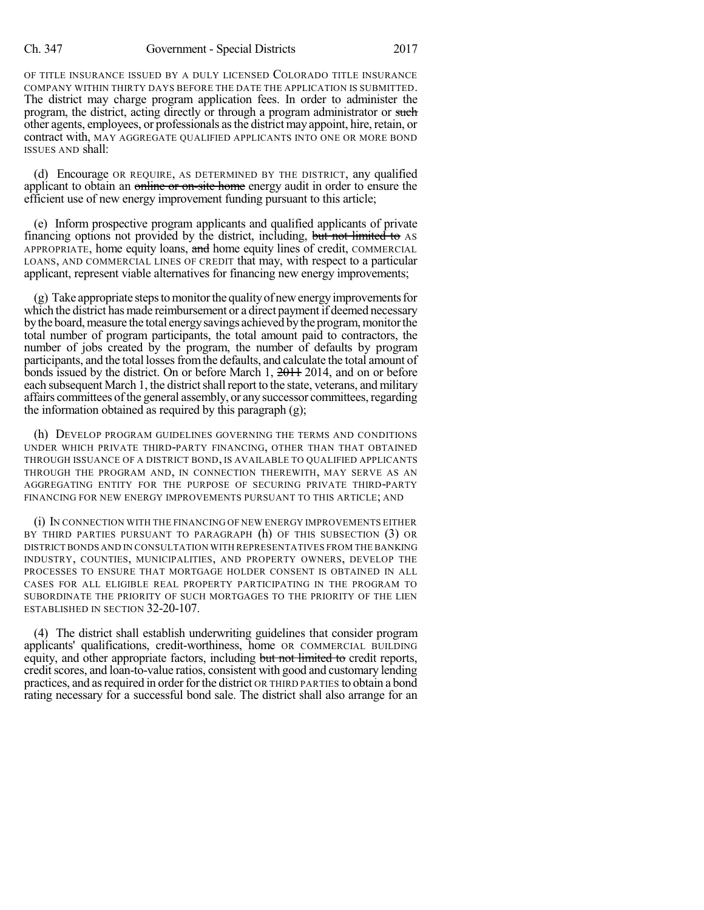OF TITLE INSURANCE ISSUED BY A DULY LICENSED COLORADO TITLE INSURANCE COMPANY WITHIN THIRTY DAYS BEFORE THE DATE THE APPLICATION IS SUBMITTED. The district may charge program application fees. In order to administer the program, the district, acting directly or through a program administrator or ~~such~~ other agents, employees, or professionals as the district may appoint, hire, retain, or contract with, MAY AGGREGATE QUALIFIED APPLICANTS INTO ONE OR MORE BOND ISSUES AND shall:

(d) Encourage OR REQUIRE, AS DETERMINED BY THE DISTRICT, any qualified applicant to obtain an ~~online or on-site home~~ energy audit in order to ensure the efficient use of new energy improvement funding pursuant to this article;

(e) Inform prospective program applicants and qualified applicants of private financing options not provided by the district, including, ~~but not limited to~~ AS APPROPRIATE, home equity loans, ~~and~~ home equity lines of credit, COMMERCIAL LOANS, AND COMMERCIAL LINES OF CREDIT that may, with respect to a particular applicant, represent viable alternatives for financing new energy improvements;

(g) Take appropriate steps to monitor the quality of new energy improvements for which the district has made reimbursement or a direct payment if deemed necessary by the board, measure the total energy savings achieved by the program, monitor the total number of program participants, the total amount paid to contractors, the number of jobs created by the program, the number of defaults by program participants, and the total losses from the defaults, and calculate the total amount of bonds issued by the district. On or before March 1, ~~2011~~ 2014, and on or before each subsequent March 1, the district shall report to the state, veterans, and military affairs committees of the general assembly, or any successor committees, regarding the information obtained as required by this paragraph (g);

(h) DEVELOP PROGRAM GUIDELINES GOVERNING THE TERMS AND CONDITIONS UNDER WHICH PRIVATE THIRD-PARTY FINANCING, OTHER THAN THAT OBTAINED THROUGH ISSUANCE OF A DISTRICT BOND, IS AVAILABLE TO QUALIFIED APPLICANTS THROUGH THE PROGRAM AND, IN CONNECTION THEREWITH, MAY SERVE AS AN AGGREGATING ENTITY FOR THE PURPOSE OF SECURING PRIVATE THIRD-PARTY FINANCING FOR NEW ENERGY IMPROVEMENTS PURSUANT TO THIS ARTICLE; AND

(i) IN CONNECTION WITH THE FINANCING OF NEW ENERGY IMPROVEMENTS EITHER BY THIRD PARTIES PURSUANT TO PARAGRAPH (h) OF THIS SUBSECTION (3) OR DISTRICT BONDS AND IN CONSULTATION WITH REPRESENTATIVES FROM THE BANKING INDUSTRY, COUNTIES, MUNICIPALITIES, AND PROPERTY OWNERS, DEVELOP THE PROCESSES TO ENSURE THAT MORTGAGE HOLDER CONSENT IS OBTAINED IN ALL CASES FOR ALL ELIGIBLE REAL PROPERTY PARTICIPATING IN THE PROGRAM TO SUBORDINATE THE PRIORITY OF SUCH MORTGAGES TO THE PRIORITY OF THE LIEN ESTABLISHED IN SECTION 32-20-107.

(4) The district shall establish underwriting guidelines that consider program applicants' qualifications, credit-worthiness, home OR COMMERCIAL BUILDING equity, and other appropriate factors, including ~~but not limited to~~ credit reports, credit scores, and loan-to-value ratios, consistent with good and customary lending practices, and as required in order for the district OR THIRD PARTIES to obtain a bond rating necessary for a successful bond sale. The district shall also arrange for an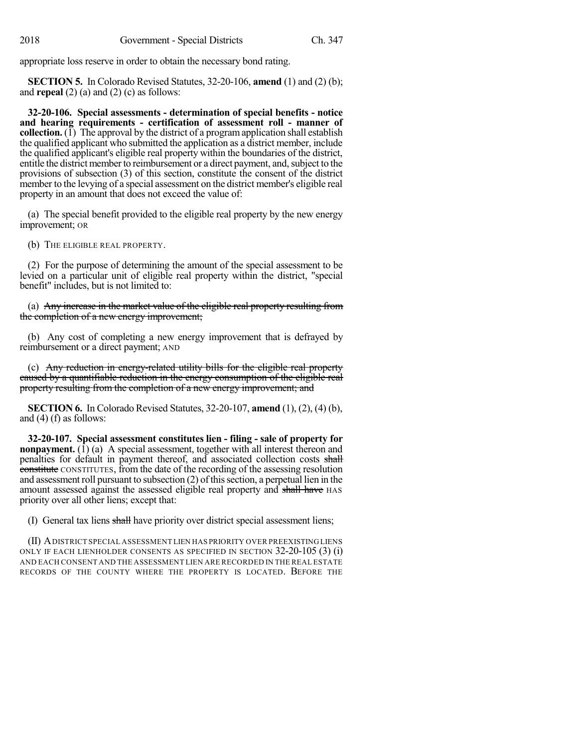appropriate loss reserve in order to obtain the necessary bond rating.

**SECTION 5.** In Colorado Revised Statutes, 32-20-106, **amend** (1) and (2) (b); and **repeal** (2) (a) and (2) (c) as follows:

**32-20-106. Special assessments - determination of special benefits - notice and hearing requirements - certification of assessment roll - manner of collection.** (1) The approval by the district of a program application shall establish the qualified applicant who submitted the application as a district member, include the qualified applicant's eligible real property within the boundaries of the district, entitle the district member to reimbursement or a direct payment, and, subject to the provisions of subsection (3) of this section, constitute the consent of the district member to the levying of a special assessment on the district member's eligible real property in an amount that does not exceed the value of:

(a) The special benefit provided to the eligible real property by the new energy improvement; OR

(b) THE ELIGIBLE REAL PROPERTY.

(2) For the purpose of determining the amount of the special assessment to be levied on a particular unit of eligible real property within the district, "special benefit" includes, but is not limited to:

(a) ~~Any increase in the market value of the eligible real property resulting from the completion of a new energy improvement;~~

(b) Any cost of completing a new energy improvement that is defrayed by reimbursement or a direct payment; AND

(c) ~~Any reduction in energy-related utility bills for the eligible real property caused by a quantifiable reduction in the energy consumption of the eligible real property resulting from the completion of a new energy improvement; and~~

**SECTION 6.** In Colorado Revised Statutes, 32-20-107, **amend** (1), (2), (4) (b), and (4) (f) as follows:

**32-20-107. Special assessment constitutes lien - filing - sale of property for nonpayment.** (1) (a) A special assessment, together with all interest thereon and penalties for default in payment thereof, and associated collection costs ~~shall constitute~~ CONSTITUTES, from the date of the recording of the assessing resolution and assessment roll pursuant to subsection (2) of this section, a perpetual lien in the amount assessed against the assessed eligible real property and ~~shall have~~ HAS priority over all other liens; except that:

(I) General tax liens ~~shall~~ have priority over district special assessment liens;

(II) A DISTRICT SPECIAL ASSESSMENT LIEN HAS PRIORITY OVER PREEXISTING LIENS ONLY IF EACH LIENHOLDER CONSENTS AS SPECIFIED IN SECTION 32-20-105 (3) (i) AND EACH CONSENT AND THE ASSESSMENT LIEN ARE RECORDED IN THE REAL ESTATE RECORDS OF THE COUNTY WHERE THE PROPERTY IS LOCATED. BEFORE THE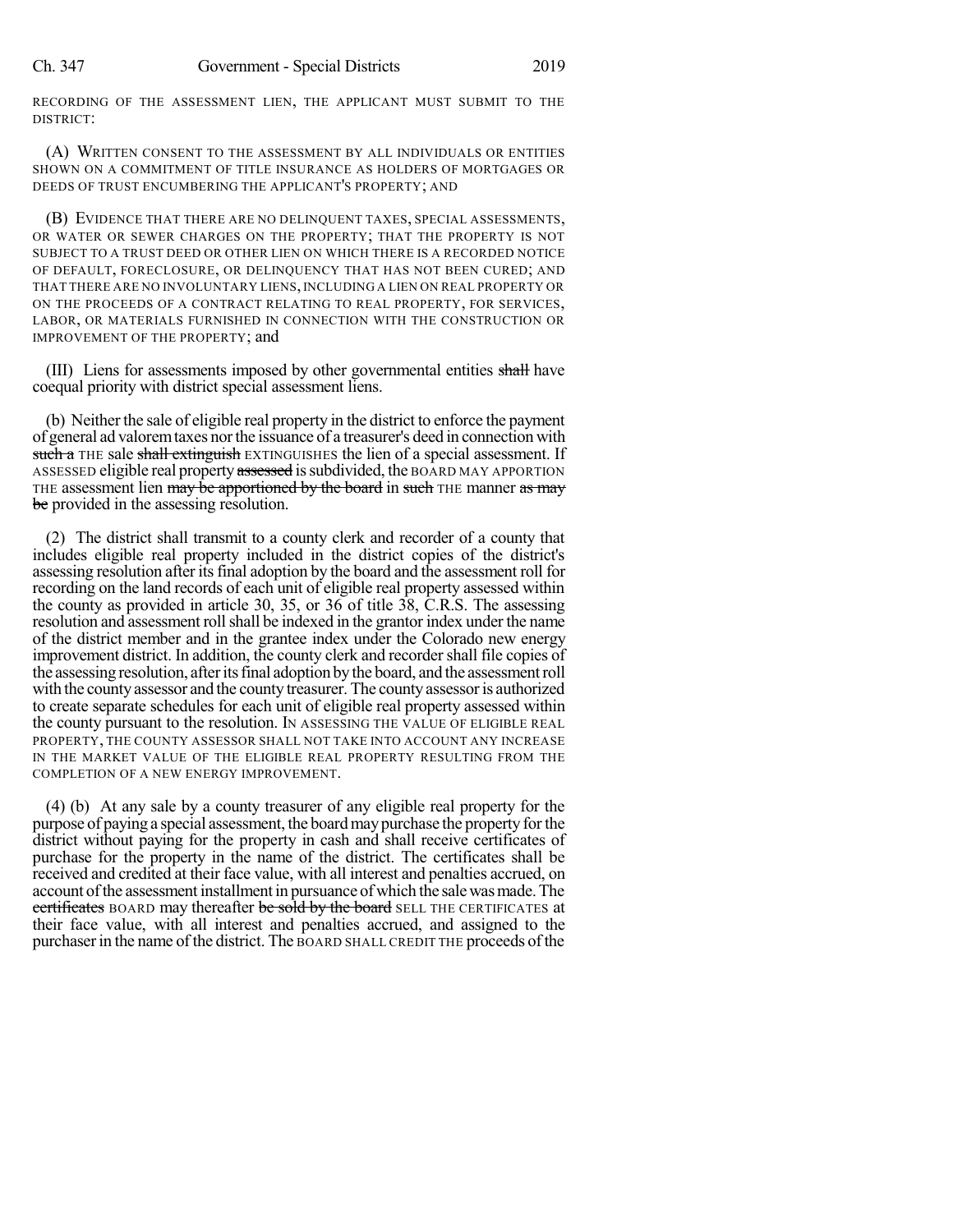RECORDING OF THE ASSESSMENT LIEN, THE APPLICANT MUST SUBMIT TO THE DISTRICT:

(A) WRITTEN CONSENT TO THE ASSESSMENT BY ALL INDIVIDUALS OR ENTITIES SHOWN ON A COMMITMENT OF TITLE INSURANCE AS HOLDERS OF MORTGAGES OR DEEDS OF TRUST ENCUMBERING THE APPLICANT'S PROPERTY; AND

(B) EVIDENCE THAT THERE ARE NO DELINQUENT TAXES, SPECIAL ASSESSMENTS, OR WATER OR SEWER CHARGES ON THE PROPERTY; THAT THE PROPERTY IS NOT SUBJECT TO A TRUST DEED OR OTHER LIEN ON WHICH THERE IS A RECORDED NOTICE OF DEFAULT, FORECLOSURE, OR DELINQUENCY THAT HAS NOT BEEN CURED; AND THAT THERE ARE NO INVOLUNTARY LIENS, INCLUDING A LIEN ON REAL PROPERTY OR ON THE PROCEEDS OF A CONTRACT RELATING TO REAL PROPERTY, FOR SERVICES, LABOR, OR MATERIALS FURNISHED IN CONNECTION WITH THE CONSTRUCTION OR IMPROVEMENT OF THE PROPERTY; and

(III) Liens for assessments imposed by other governmental entities ~~shall~~ have coequal priority with district special assessment liens.

(b) Neither the sale of eligible real property in the district to enforce the payment of general ad valorem taxes nor the issuance of a treasurer's deed in connection with ~~such a~~ THE sale ~~shall extinguish~~ EXTINGUISHES the lien of a special assessment. If ASSESSED eligible real property ~~assessed~~ is subdivided, the BOARD MAY APPORTION THE assessment lien ~~may be apportioned by the board~~ in ~~such~~ THE manner ~~as may be~~ provided in the assessing resolution.

(2) The district shall transmit to a county clerk and recorder of a county that includes eligible real property included in the district copies of the district's assessing resolution after its final adoption by the board and the assessment roll for recording on the land records of each unit of eligible real property assessed within the county as provided in article 30, 35, or 36 of title 38, C.R.S. The assessing resolution and assessment roll shall be indexed in the grantor index under the name of the district member and in the grantee index under the Colorado new energy improvement district. In addition, the county clerk and recorder shall file copies of the assessing resolution, after its final adoption by the board, and the assessment roll with the county assessor and the county treasurer. The county assessor is authorized to create separate schedules for each unit of eligible real property assessed within the county pursuant to the resolution. IN ASSESSING THE VALUE OF ELIGIBLE REAL PROPERTY, THE COUNTY ASSESSOR SHALL NOT TAKE INTO ACCOUNT ANY INCREASE IN THE MARKET VALUE OF THE ELIGIBLE REAL PROPERTY RESULTING FROM THE COMPLETION OF A NEW ENERGY IMPROVEMENT.

(4) (b) At any sale by a county treasurer of any eligible real property for the purpose of paying a special assessment, the board may purchase the property for the district without paying for the property in cash and shall receive certificates of purchase for the property in the name of the district. The certificates shall be received and credited at their face value, with all interest and penalties accrued, on account of the assessment installment in pursuance of which the sale was made. The ~~certificates~~ BOARD may thereafter ~~be sold by the board~~ SELL THE CERTIFICATES at their face value, with all interest and penalties accrued, and assigned to the purchaser in the name of the district. The BOARD SHALL CREDIT THE proceeds of the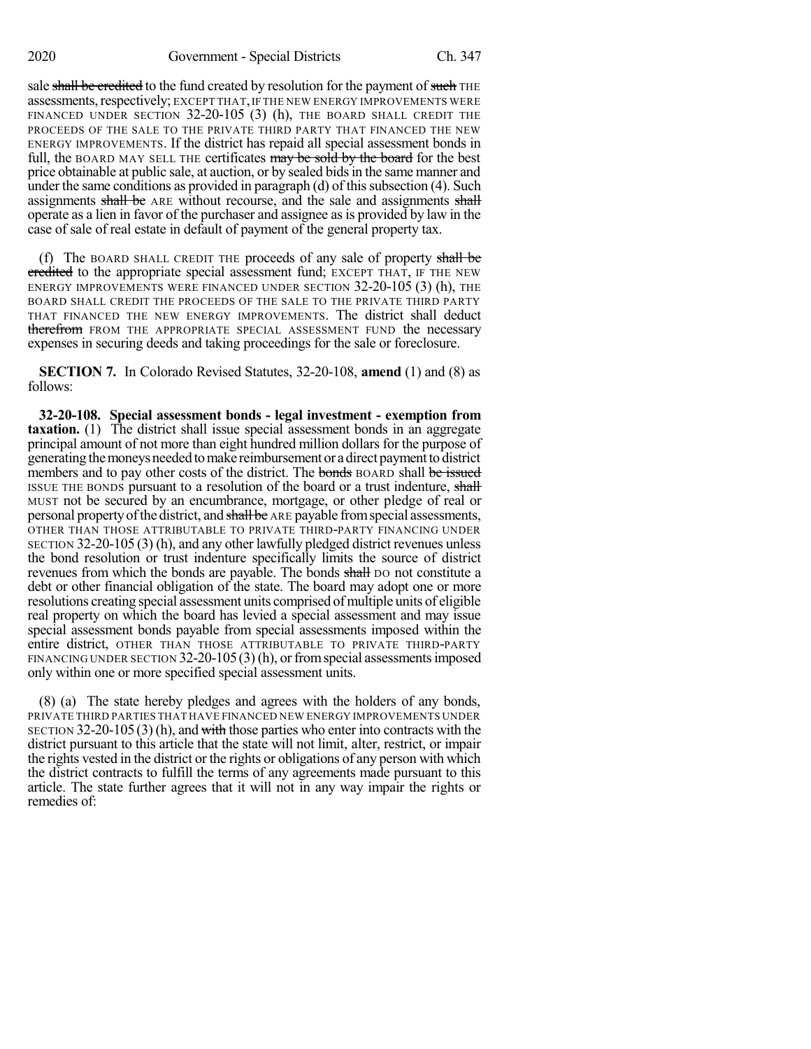sale ~~shall be credited~~ to the fund created by resolution for the payment of ~~such~~ THE assessments, respectively; EXCEPT THAT, IF THE NEW ENERGY IMPROVEMENTS WERE FINANCED UNDER SECTION 32-20-105 (3) (h), THE BOARD SHALL CREDIT THE PROCEEDS OF THE SALE TO THE PRIVATE THIRD PARTY THAT FINANCED THE NEW ENERGY IMPROVEMENTS. If the district has repaid all special assessment bonds in full, the BOARD MAY SELL THE certificates ~~may be sold by the board~~ for the best price obtainable at public sale, at auction, or by sealed bids in the same manner and under the same conditions as provided in paragraph (d) of this subsection (4). Such assignments ~~shall be~~ ARE without recourse, and the sale and assignments ~~shall~~ operate as a lien in favor of the purchaser and assignee as is provided by law in the case of sale of real estate in default of payment of the general property tax.

(f) The BOARD SHALL CREDIT THE proceeds of any sale of property ~~shall be credited~~ to the appropriate special assessment fund; EXCEPT THAT, IF THE NEW ENERGY IMPROVEMENTS WERE FINANCED UNDER SECTION 32-20-105 (3) (h), THE BOARD SHALL CREDIT THE PROCEEDS OF THE SALE TO THE PRIVATE THIRD PARTY THAT FINANCED THE NEW ENERGY IMPROVEMENTS. The district shall deduct ~~therefrom~~ FROM THE APPROPRIATE SPECIAL ASSESSMENT FUND the necessary expenses in securing deeds and taking proceedings for the sale or foreclosure.

**SECTION 7.** In Colorado Revised Statutes, 32-20-108, **amend** (1) and (8) as follows:

**32-20-108. Special assessment bonds - legal investment - exemption from taxation.** (1) The district shall issue special assessment bonds in an aggregate principal amount of not more than eight hundred million dollars for the purpose of generating the moneys needed to make reimbursement or a direct payment to district members and to pay other costs of the district. The ~~bonds~~ BOARD shall ~~be issued~~ ISSUE THE BONDS pursuant to a resolution of the board or a trust indenture, ~~shall~~ MUST not be secured by an encumbrance, mortgage, or other pledge of real or personal property of the district, and ~~shall be~~ ARE payable from special assessments, OTHER THAN THOSE ATTRIBUTABLE TO PRIVATE THIRD-PARTY FINANCING UNDER SECTION 32-20-105 (3) (h), and any other lawfully pledged district revenues unless the bond resolution or trust indenture specifically limits the source of district revenues from which the bonds are payable. The bonds ~~shall~~ DO not constitute a debt or other financial obligation of the state. The board may adopt one or more resolutions creating special assessment units comprised of multiple units of eligible real property on which the board has levied a special assessment and may issue special assessment bonds payable from special assessments imposed within the entire district, OTHER THAN THOSE ATTRIBUTABLE TO PRIVATE THIRD-PARTY FINANCING UNDER SECTION 32-20-105 (3) (h), or from special assessments imposed only within one or more specified special assessment units.

(8) (a) The state hereby pledges and agrees with the holders of any bonds, PRIVATE THIRD PARTIES THAT HAVE FINANCED NEW ENERGY IMPROVEMENTS UNDER SECTION 32-20-105 (3) (h), and ~~with~~ those parties who enter into contracts with the district pursuant to this article that the state will not limit, alter, restrict, or impair the rights vested in the district or the rights or obligations of any person with which the district contracts to fulfill the terms of any agreements made pursuant to this article. The state further agrees that it will not in any way impair the rights or remedies of: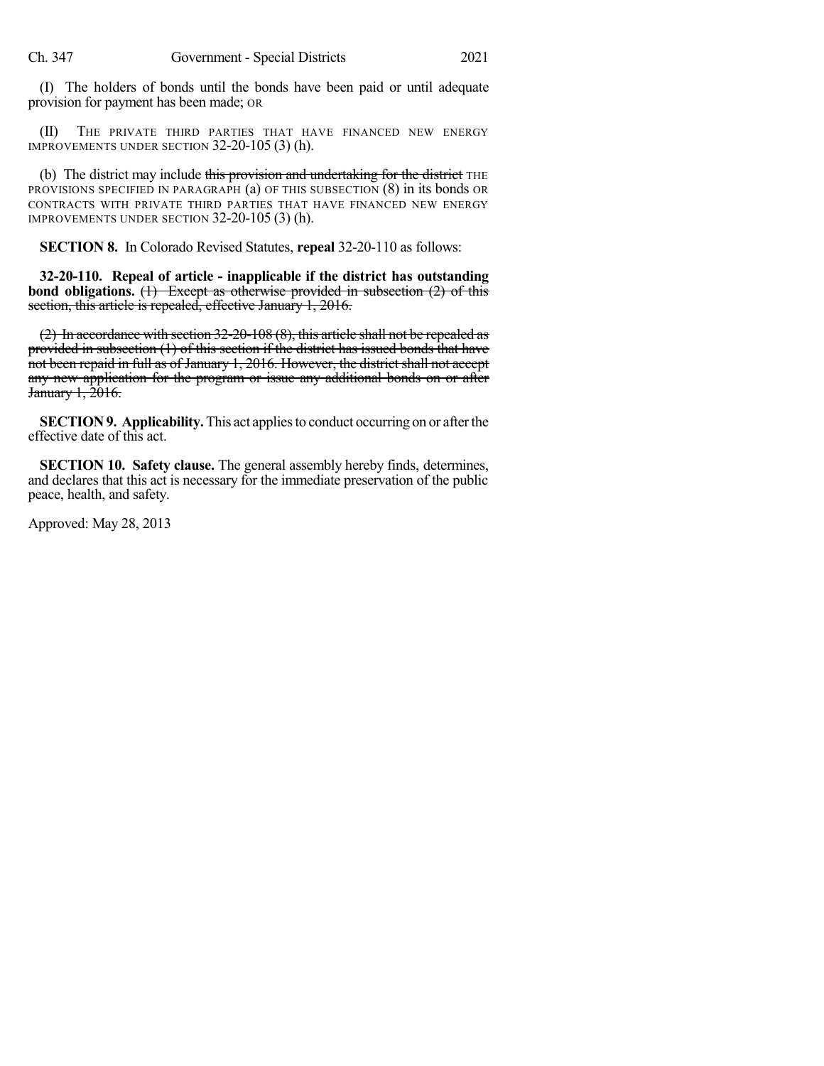(I) The holders of bonds until the bonds have been paid or until adequate provision for payment has been made; OR

(II) THE PRIVATE THIRD PARTIES THAT HAVE FINANCED NEW ENERGY IMPROVEMENTS UNDER SECTION 32-20-105 (3) (h).

(b) The district may include ~~this provision and undertaking for the district~~ THE PROVISIONS SPECIFIED IN PARAGRAPH (a) OF THIS SUBSECTION (8) in its bonds OR CONTRACTS WITH PRIVATE THIRD PARTIES THAT HAVE FINANCED NEW ENERGY IMPROVEMENTS UNDER SECTION 32-20-105 (3) (h).

**SECTION 8.** In Colorado Revised Statutes, **repeal** 32-20-110 as follows:

**32-20-110. Repeal of article - inapplicable if the district has outstanding bond obligations.** ~~(1) Except as otherwise provided in subsection (2) of this section, this article is repealed, effective January 1, 2016.~~

~~(2) In accordance with section 32-20-108 (8), this article shall not be repealed as provided in subsection (1) of this section if the district has issued bonds that have not been repaid in full as of January 1, 2016. However, the district shall not accept any new application for the program or issue any additional bonds on or after January 1, 2016.~~

**SECTION 9. Applicability.** This act applies to conduct occurring on or after the effective date of this act.

**SECTION 10. Safety clause.** The general assembly hereby finds, determines, and declares that this act is necessary for the immediate preservation of the public peace, health, and safety.

Approved: May 28, 2013